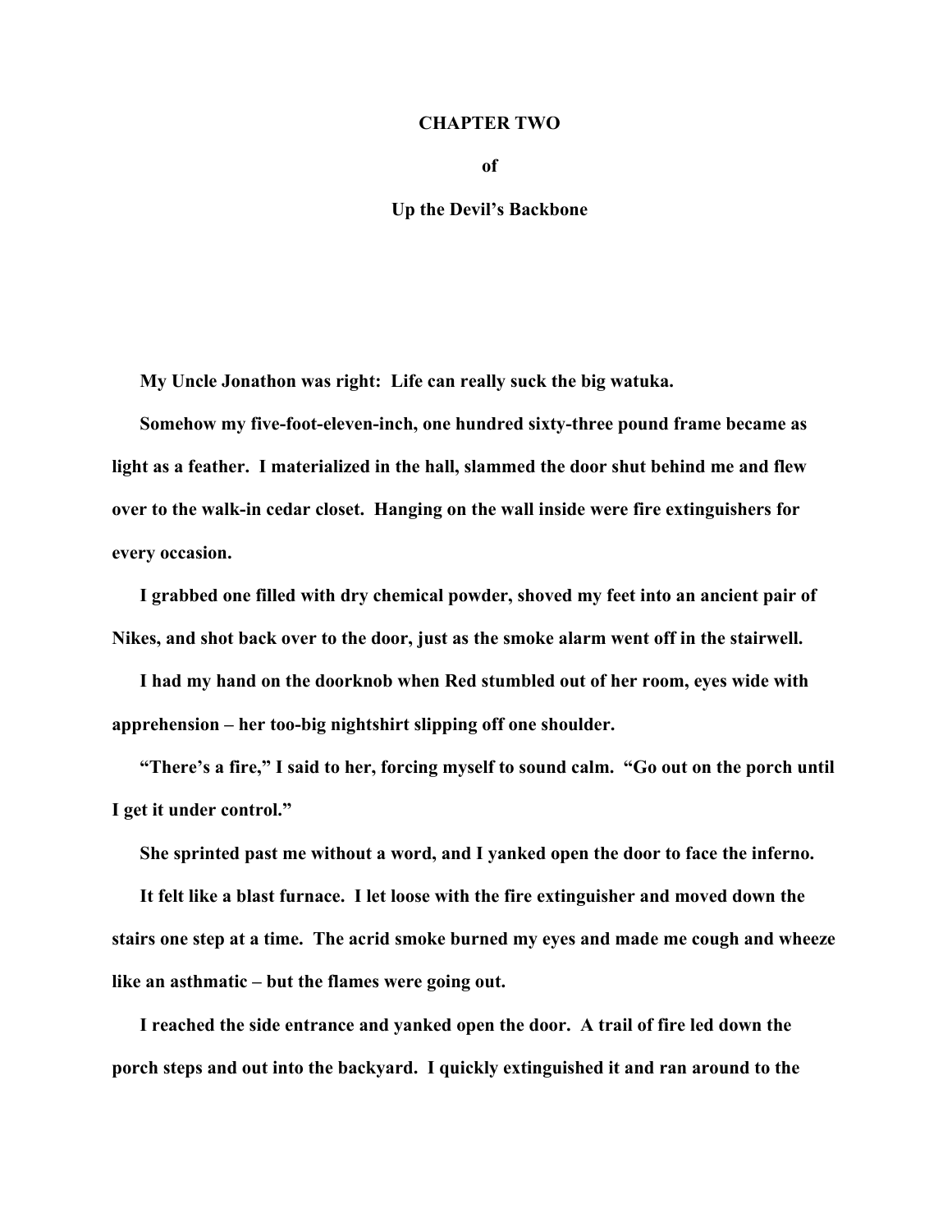# CHAPTER TWO

## of

## Up the Devil's Backbone

My Uncle Jonathon was right: Life can really suck the big watuka.

Somehow my five-foot-eleven-inch, one hundred sixty-three pound frame became as light as a feather. I materialized in the hall, slammed the door shut behind me and flew over to the walk-in cedar closet. Hanging on the wall inside were fire extinguishers for every occasion.

I grabbed one filled with dry chemical powder, shoved my feet into an ancient pair of Nikes, and shot back over to the door, just as the smoke alarm went off in the stairwell.

I had my hand on the doorknob when Red stumbled out of her room, eyes wide with apprehension – her too-big nightshirt slipping off one shoulder.

"There's a fire," I said to her, forcing myself to sound calm. "Go out on the porch until I get it under control."

She sprinted past me without a word, and I yanked open the door to face the inferno.

It felt like a blast furnace. I let loose with the fire extinguisher and moved down the stairs one step at a time. The acrid smoke burned my eyes and made me cough and wheeze like an asthmatic – but the flames were going out.

I reached the side entrance and yanked open the door. A trail of fire led down the porch steps and out into the backyard. I quickly extinguished it and ran around to the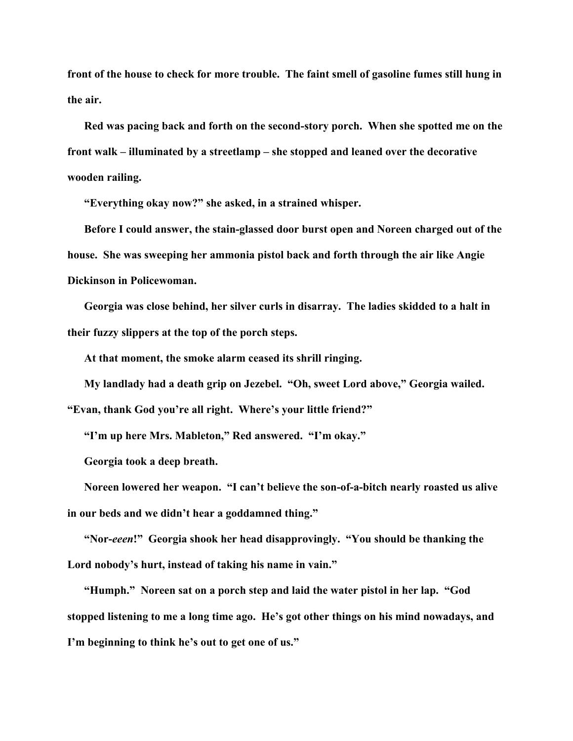front of the house to check for more trouble. The faint smell of gasoline fumes still hung in the air.

Red was pacing back and forth on the second-story porch. When she spotted me on the front walk – illuminated by a streetlamp – she stopped and leaned over the decorative wooden railing.

"Everything okay now?" she asked, in a strained whisper.

Before I could answer, the stain-glassed door burst open and Noreen charged out of the house. She was sweeping her ammonia pistol back and forth through the air like Angie Dickinson in Policewoman.

Georgia was close behind, her silver curls in disarray. The ladies skidded to a halt in their fuzzy slippers at the top of the porch steps.

At that moment, the smoke alarm ceased its shrill ringing.

My landlady had a death grip on Jezebel. "Oh, sweet Lord above," Georgia wailed. "Evan, thank God you're all right. Where's your little friend?"

"I'm up here Mrs. Mableton," Red answered. "I'm okay."

Georgia took a deep breath.

Noreen lowered her weapon. "I can't believe the son-of-a-bitch nearly roasted us alive in our beds and we didn't hear a goddamned thing."

"Nor-*eeen*!" Georgia shook her head disapprovingly. "You should be thanking the Lord nobody's hurt, instead of taking his name in vain."

"Humph." Noreen sat on a porch step and laid the water pistol in her lap. "God stopped listening to me a long time ago. He's got other things on his mind nowadays, and I'm beginning to think he's out to get one of us."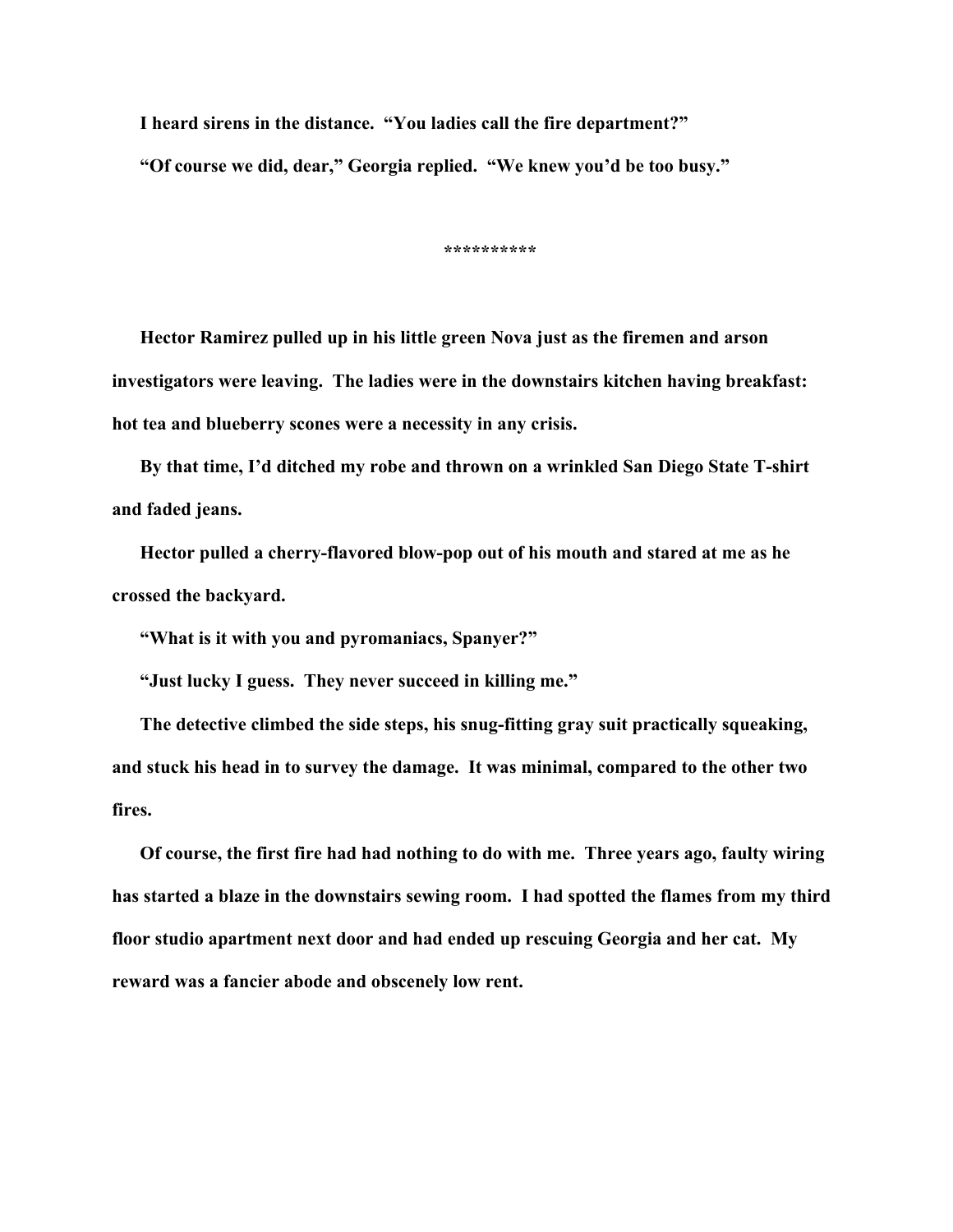I heard sirens in the distance. "You ladies call the fire department?"

"Of course we did, dear," Georgia replied. "We knew you'd be too busy."

**********

Hector Ramirez pulled up in his little green Nova just as the firemen and arson investigators were leaving. The ladies were in the downstairs kitchen having breakfast: hot tea and blueberry scones were a necessity in any crisis.

By that time, I'd ditched my robe and thrown on a wrinkled San Diego State T-shirt and faded jeans.

Hector pulled a cherry-flavored blow-pop out of his mouth and stared at me as he crossed the backyard.

"What is it with you and pyromaniacs, Spanyer?"

"Just lucky I guess. They never succeed in killing me."

The detective climbed the side steps, his snug-fitting gray suit practically squeaking, and stuck his head in to survey the damage. It was minimal, compared to the other two fires.

Of course, the first fire had had nothing to do with me. Three years ago, faulty wiring has started a blaze in the downstairs sewing room. I had spotted the flames from my third floor studio apartment next door and had ended up rescuing Georgia and her cat. My reward was a fancier abode and obscenely low rent.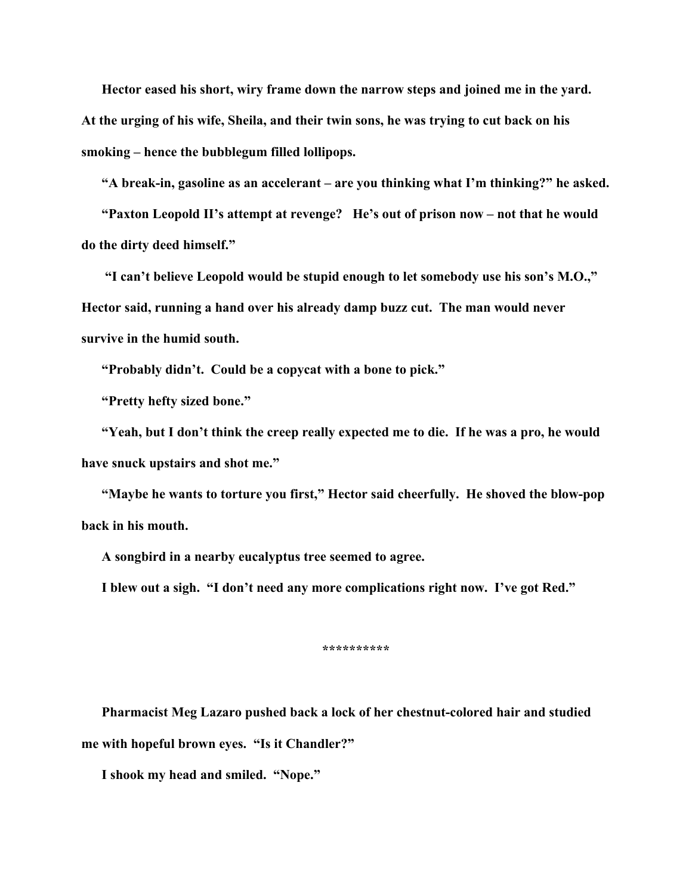Hector eased his short, wiry frame down the narrow steps and joined me in the yard. At the urging of his wife, Sheila, and their twin sons, he was trying to cut back on his smoking – hence the bubblegum filled lollipops.

"A break-in, gasoline as an accelerant – are you thinking what I'm thinking?" he asked.

"Paxton Leopold II's attempt at revenge? He's out of prison now – not that he would do the dirty deed himself."

"I can't believe Leopold would be stupid enough to let somebody use his son's M.O.," Hector said, running a hand over his already damp buzz cut. The man would never survive in the humid south.

"Probably didn't. Could be a copycat with a bone to pick."

"Pretty hefty sized bone."

"Yeah, but I don't think the creep really expected me to die. If he was a pro, he would have snuck upstairs and shot me."

"Maybe he wants to torture you first," Hector said cheerfully. He shoved the blow-pop back in his mouth.

A songbird in a nearby eucalyptus tree seemed to agree.

I blew out a sigh. "I don't need any more complications right now. I've got Red."

**********

Pharmacist Meg Lazaro pushed back a lock of her chestnut-colored hair and studied me with hopeful brown eyes. "Is it Chandler?"

I shook my head and smiled. "Nope."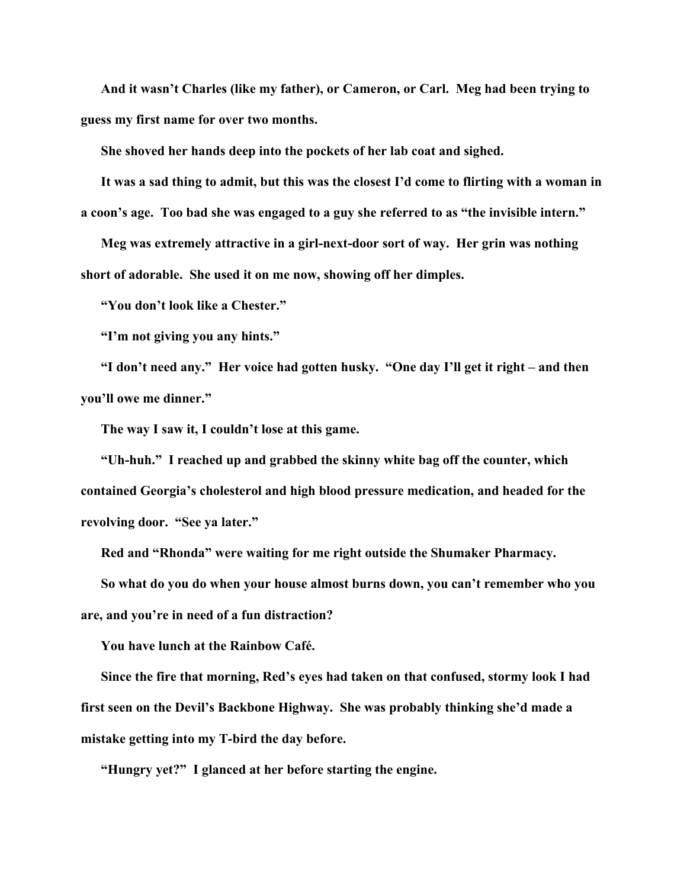And it wasn't Charles (like my father), or Cameron, or Carl. Meg had been trying to guess my first name for over two months.

She shoved her hands deep into the pockets of her lab coat and sighed.

It was a sad thing to admit, but this was the closest I'd come to flirting with a woman in a coon's age. Too bad she was engaged to a guy she referred to as "the invisible intern."

Meg was extremely attractive in a girl-next-door sort of way. Her grin was nothing short of adorable. She used it on me now, showing off her dimples.

"You don't look like a Chester."

"I'm not giving you any hints."

"I don't need any." Her voice had gotten husky. "One day I'll get it right – and then you'll owe me dinner."

The way I saw it, I couldn't lose at this game.

"Uh-huh." I reached up and grabbed the skinny white bag off the counter, which contained Georgia's cholesterol and high blood pressure medication, and headed for the revolving door. "See ya later."

Red and "Rhonda" were waiting for me right outside the Shumaker Pharmacy.

So what do you do when your house almost burns down, you can't remember who you are, and you're in need of a fun distraction?

You have lunch at the Rainbow Café.

Since the fire that morning, Red's eyes had taken on that confused, stormy look I had first seen on the Devil's Backbone Highway. She was probably thinking she'd made a mistake getting into my T-bird the day before.

"Hungry yet?" I glanced at her before starting the engine.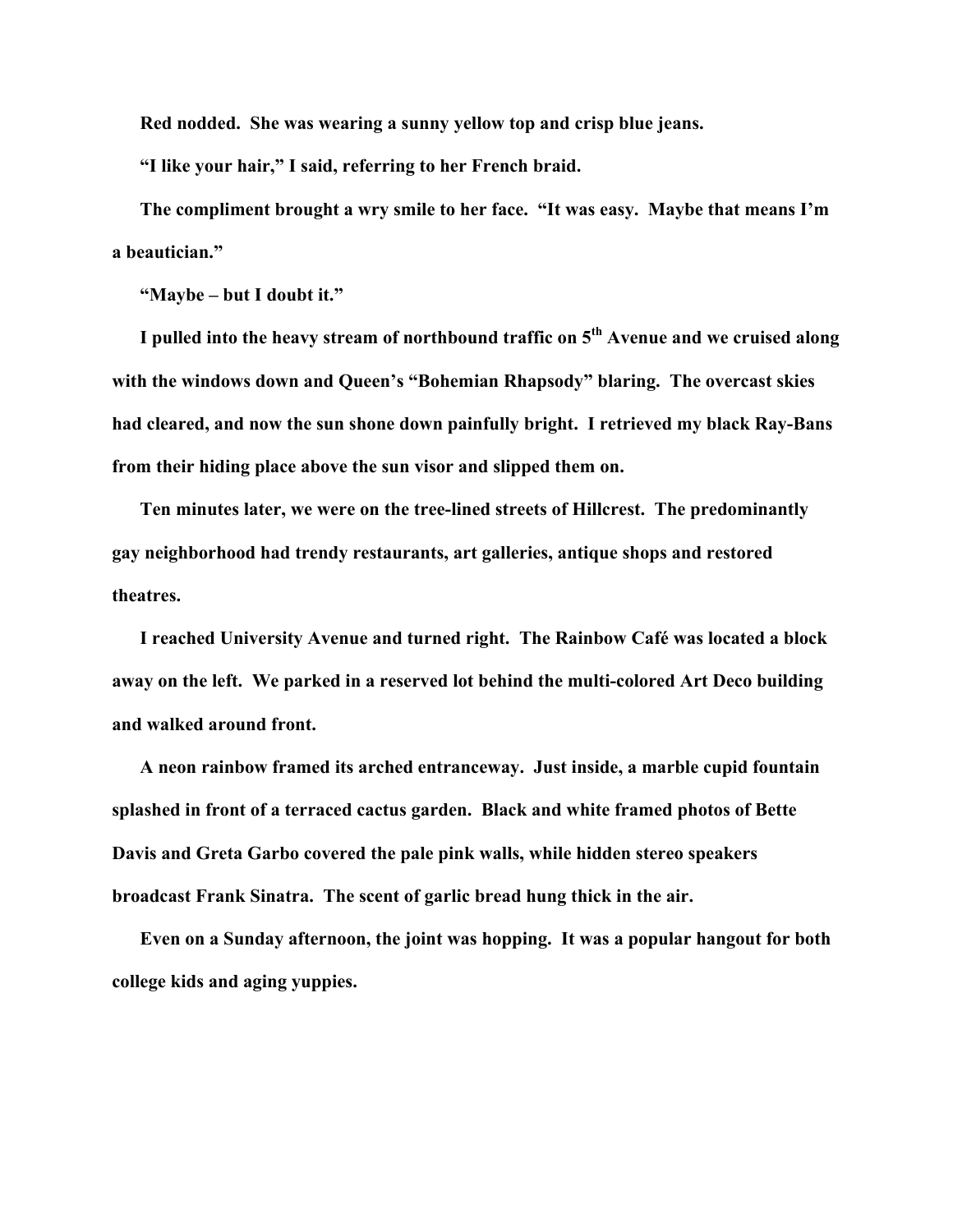Red nodded. She was wearing a sunny yellow top and crisp blue jeans.

"I like your hair," I said, referring to her French braid.

The compliment brought a wry smile to her face. "It was easy. Maybe that means I'm a beautician."

"Maybe – but I doubt it."

I pulled into the heavy stream of northbound traffic on 5th Avenue and we cruised along with the windows down and Queen's "Bohemian Rhapsody" blaring. The overcast skies had cleared, and now the sun shone down painfully bright. I retrieved my black Ray-Bans from their hiding place above the sun visor and slipped them on.

Ten minutes later, we were on the tree-lined streets of Hillcrest. The predominantly gay neighborhood had trendy restaurants, art galleries, antique shops and restored theatres.

I reached University Avenue and turned right. The Rainbow Café was located a block away on the left. We parked in a reserved lot behind the multi-colored Art Deco building and walked around front.

A neon rainbow framed its arched entranceway. Just inside, a marble cupid fountain splashed in front of a terraced cactus garden. Black and white framed photos of Bette Davis and Greta Garbo covered the pale pink walls, while hidden stereo speakers broadcast Frank Sinatra. The scent of garlic bread hung thick in the air.

Even on a Sunday afternoon, the joint was hopping. It was a popular hangout for both college kids and aging yuppies.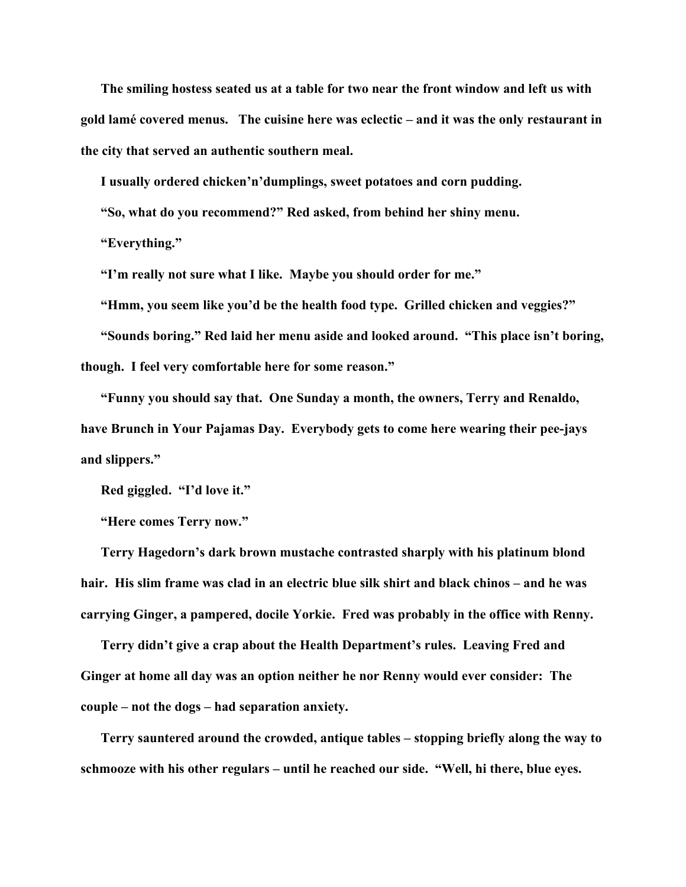The smiling hostess seated us at a table for two near the front window and left us with gold lamé covered menus. The cuisine here was eclectic – and it was the only restaurant in the city that served an authentic southern meal.

I usually ordered chicken'n'dumplings, sweet potatoes and corn pudding.

"So, what do you recommend?" Red asked, from behind her shiny menu.

"Everything."

"I'm really not sure what I like. Maybe you should order for me."

"Hmm, you seem like you'd be the health food type. Grilled chicken and veggies?"

"Sounds boring." Red laid her menu aside and looked around. "This place isn't boring, though. I feel very comfortable here for some reason."

"Funny you should say that. One Sunday a month, the owners, Terry and Renaldo, have Brunch in Your Pajamas Day. Everybody gets to come here wearing their pee-jays and slippers."

Red giggled. "I'd love it."

"Here comes Terry now."

Terry Hagedorn's dark brown mustache contrasted sharply with his platinum blond hair. His slim frame was clad in an electric blue silk shirt and black chinos – and he was carrying Ginger, a pampered, docile Yorkie. Fred was probably in the office with Renny.

Terry didn't give a crap about the Health Department's rules. Leaving Fred and Ginger at home all day was an option neither he nor Renny would ever consider: The couple – not the dogs – had separation anxiety.

Terry sauntered around the crowded, antique tables – stopping briefly along the way to schmooze with his other regulars – until he reached our side. "Well, hi there, blue eyes.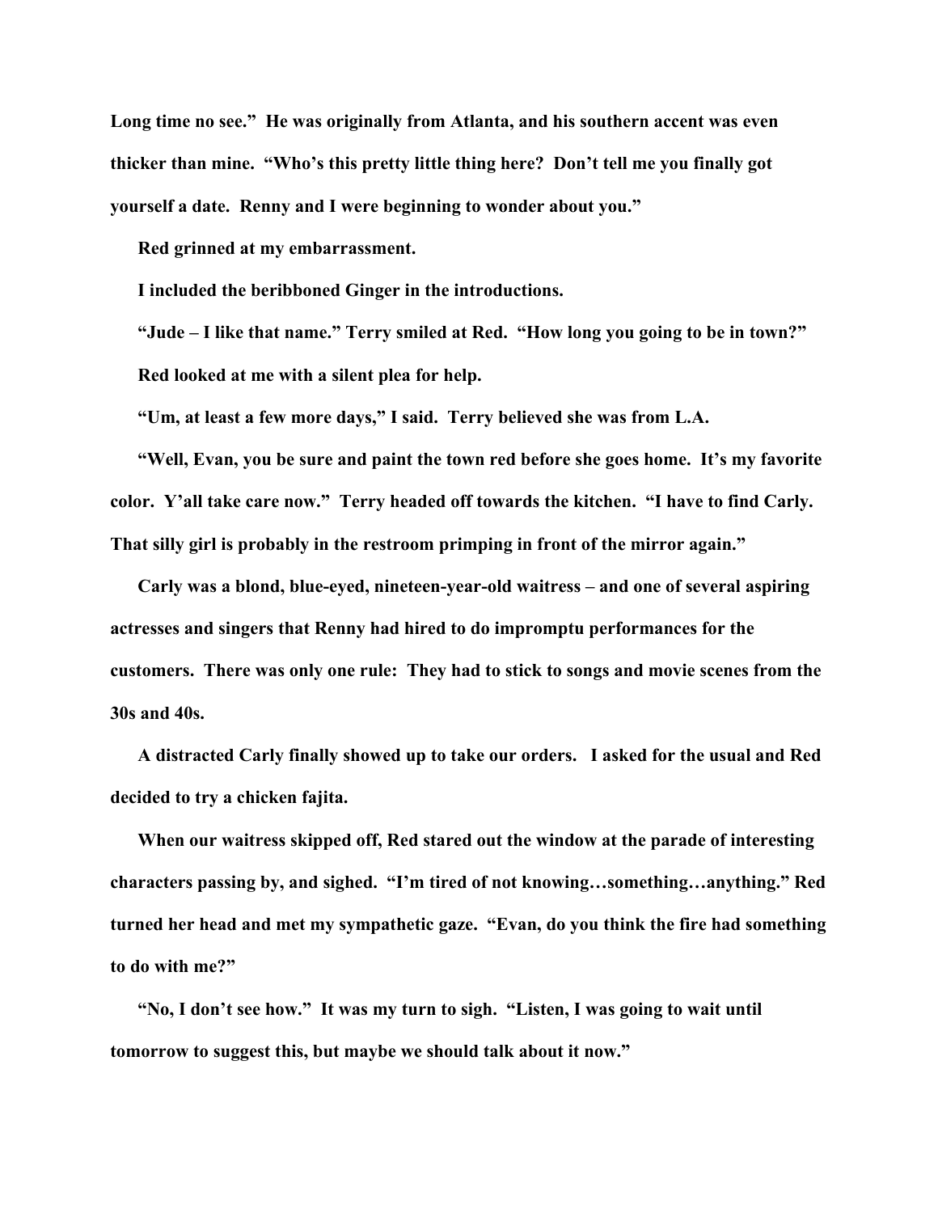Long time no see." He was originally from Atlanta, and his southern accent was even thicker than mine. "Who's this pretty little thing here? Don't tell me you finally got yourself a date. Renny and I were beginning to wonder about you."

Red grinned at my embarrassment.

I included the beribboned Ginger in the introductions.

"Jude – I like that name." Terry smiled at Red. "How long you going to be in town?"

Red looked at me with a silent plea for help.

"Um, at least a few more days," I said. Terry believed she was from L.A.

"Well, Evan, you be sure and paint the town red before she goes home. It's my favorite color. Y'all take care now." Terry headed off towards the kitchen. "I have to find Carly. That silly girl is probably in the restroom primping in front of the mirror again."

Carly was a blond, blue-eyed, nineteen-year-old waitress – and one of several aspiring actresses and singers that Renny had hired to do impromptu performances for the customers. There was only one rule: They had to stick to songs and movie scenes from the 30s and 40s.

A distracted Carly finally showed up to take our orders. I asked for the usual and Red decided to try a chicken fajita.

When our waitress skipped off, Red stared out the window at the parade of interesting characters passing by, and sighed. "I'm tired of not knowing…something…anything." Red turned her head and met my sympathetic gaze. "Evan, do you think the fire had something to do with me?"

"No, I don't see how." It was my turn to sigh. "Listen, I was going to wait until tomorrow to suggest this, but maybe we should talk about it now."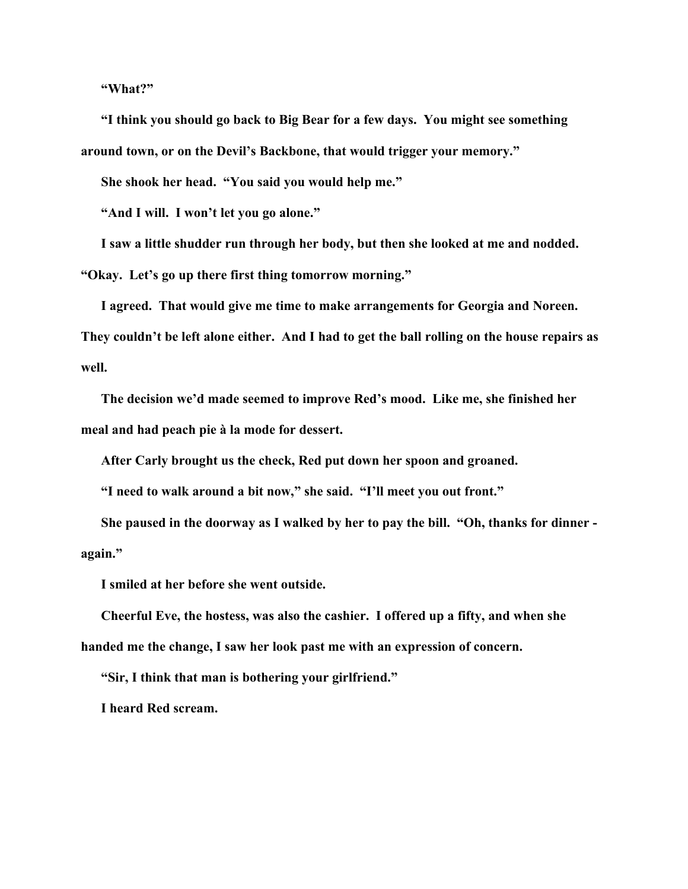"What?"

"I think you should go back to Big Bear for a few days. You might see something around town, or on the Devil's Backbone, that would trigger your memory."

She shook her head. "You said you would help me."

"And I will. I won't let you go alone."

I saw a little shudder run through her body, but then she looked at me and nodded. "Okay. Let's go up there first thing tomorrow morning."

I agreed. That would give me time to make arrangements for Georgia and Noreen. They couldn't be left alone either. And I had to get the ball rolling on the house repairs as well.

The decision we'd made seemed to improve Red's mood. Like me, she finished her meal and had peach pie à la mode for dessert.

After Carly brought us the check, Red put down her spoon and groaned.

"I need to walk around a bit now," she said. "I'll meet you out front."

She paused in the doorway as I walked by her to pay the bill. "Oh, thanks for dinner - again."

I smiled at her before she went outside.

Cheerful Eve, the hostess, was also the cashier. I offered up a fifty, and when she handed me the change, I saw her look past me with an expression of concern.

"Sir, I think that man is bothering your girlfriend."

I heard Red scream.